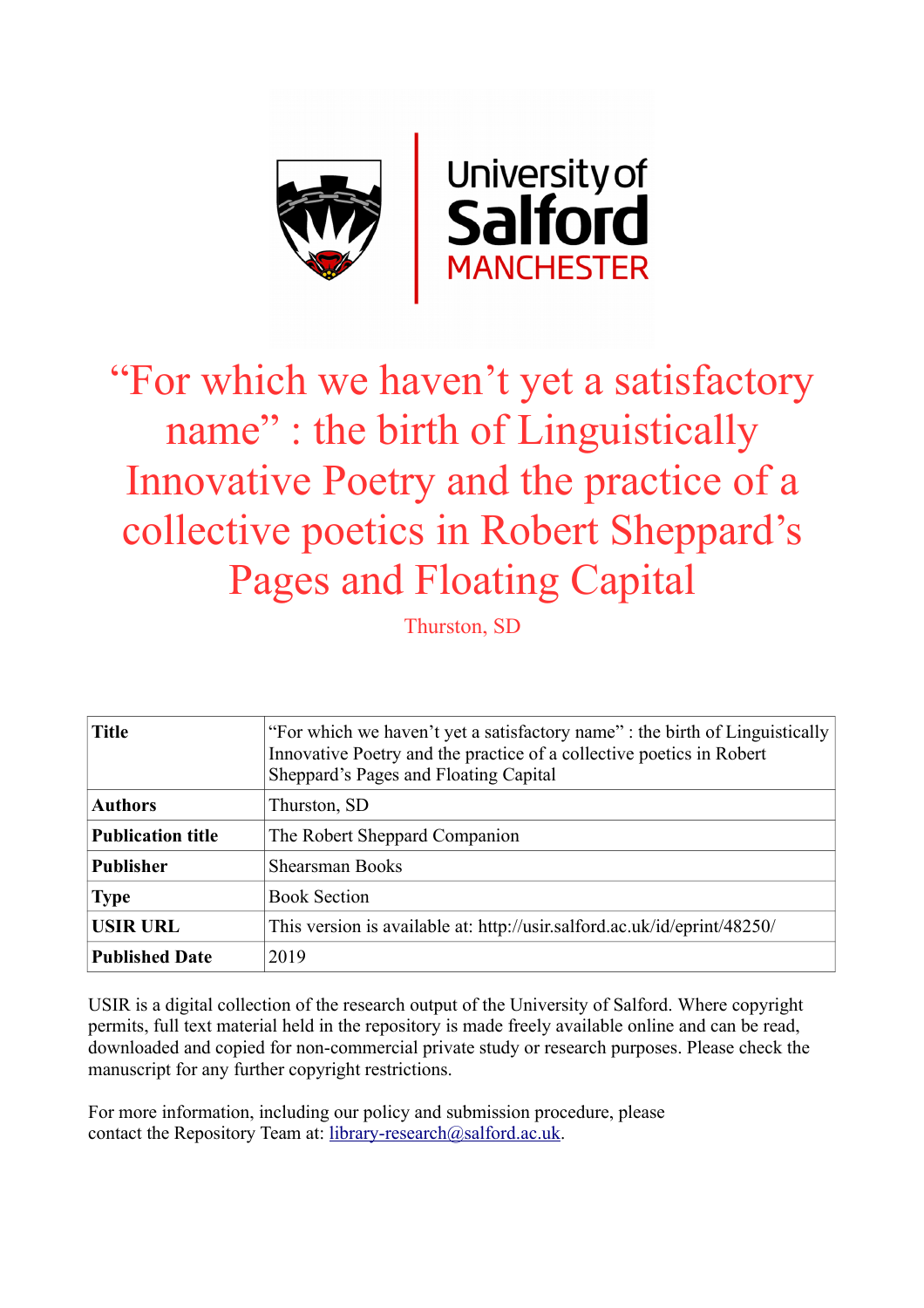# "For which we haven't yet a satisfactory name" : the birth of Linguistically Innovative Poetry and the practice of a collective poetics in Robert Sheppard's Pages and Floating Capital

Thurston, SD

| **Title** | "For which we haven't yet a satisfactory name" : the birth of Linguistically Innovative Poetry and the practice of a collective poetics in Robert Sheppard's Pages and Floating Capital |
|---|---|
| **Authors** | Thurston, SD |
| **Publication title** | The Robert Sheppard Companion |
| **Publisher** | Shearsman Books |
| **Type** | Book Section |
| **USIR URL** | This version is available at: http://usir.salford.ac.uk/id/eprint/48250/ |
| **Published Date** | 2019 |

USIR is a digital collection of the research output of the University of Salford. Where copyright permits, full text material held in the repository is made freely available online and can be read, downloaded and copied for non-commercial private study or research purposes. Please check the manuscript for any further copyright restrictions.

For more information, including our policy and submission procedure, please contact the Repository Team at: library-research@salford.ac.uk.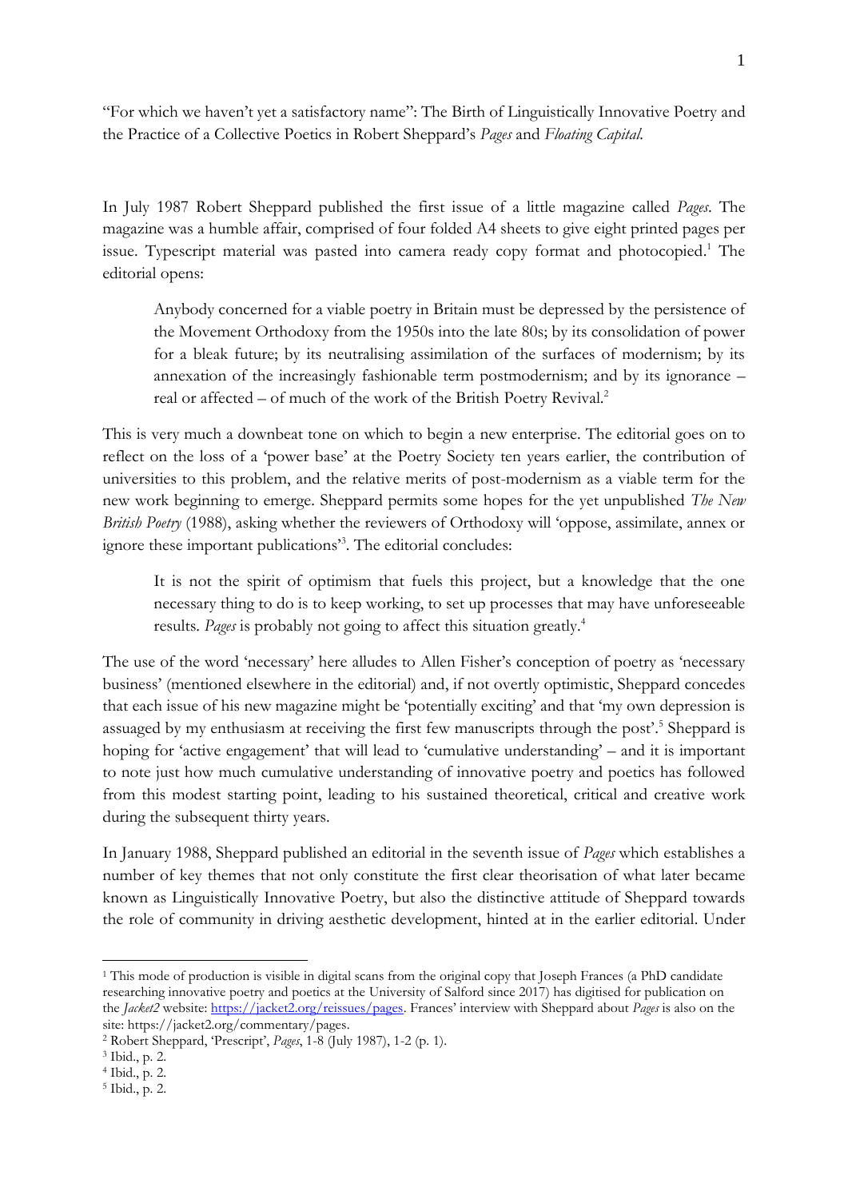"For which we haven't yet a satisfactory name": The Birth of Linguistically Innovative Poetry and the Practice of a Collective Poetics in Robert Sheppard's *Pages* and *Floating Capital*.

In July 1987 Robert Sheppard published the first issue of a little magazine called *Pages*. The magazine was a humble affair, comprised of four folded A4 sheets to give eight printed pages per issue. Typescript material was pasted into camera ready copy format and photocopied.[1] The editorial opens:

> Anybody concerned for a viable poetry in Britain must be depressed by the persistence of the Movement Orthodoxy from the 1950s into the late 80s; by its consolidation of power for a bleak future; by its neutralising assimilation of the surfaces of modernism; by its annexation of the increasingly fashionable term postmodernism; and by its ignorance – real or affected – of much of the work of the British Poetry Revival.[2]

This is very much a downbeat tone on which to begin a new enterprise. The editorial goes on to reflect on the loss of a 'power base' at the Poetry Society ten years earlier, the contribution of universities to this problem, and the relative merits of post-modernism as a viable term for the new work beginning to emerge. Sheppard permits some hopes for the yet unpublished *The New British Poetry* (1988), asking whether the reviewers of Orthodoxy will 'oppose, assimilate, annex or ignore these important publications'[3]. The editorial concludes:

> It is not the spirit of optimism that fuels this project, but a knowledge that the one necessary thing to do is to keep working, to set up processes that may have unforeseeable results. *Pages* is probably not going to affect this situation greatly.[4]

The use of the word 'necessary' here alludes to Allen Fisher's conception of poetry as 'necessary business' (mentioned elsewhere in the editorial) and, if not overtly optimistic, Sheppard concedes that each issue of his new magazine might be 'potentially exciting' and that 'my own depression is assuaged by my enthusiasm at receiving the first few manuscripts through the post'.[5] Sheppard is hoping for 'active engagement' that will lead to 'cumulative understanding' – and it is important to note just how much cumulative understanding of innovative poetry and poetics has followed from this modest starting point, leading to his sustained theoretical, critical and creative work during the subsequent thirty years.

In January 1988, Sheppard published an editorial in the seventh issue of *Pages* which establishes a number of key themes that not only constitute the first clear theorisation of what later became known as Linguistically Innovative Poetry, but also the distinctive attitude of Sheppard towards the role of community in driving aesthetic development, hinted at in the earlier editorial. Under

---

[1] This mode of production is visible in digital scans from the original copy that Joseph Frances (a PhD candidate researching innovative poetry and poetics at the University of Salford since 2017) has digitised for publication on the *Jacket2* website: https://jacket2.org/reissues/pages. Frances' interview with Sheppard about *Pages* is also on the site: https://jacket2.org/commentary/pages.

[2] Robert Sheppard, 'Prescript', *Pages*, 1-8 (July 1987), 1-2 (p. 1).

[3] Ibid., p. 2.

[4] Ibid., p. 2.

[5] Ibid., p. 2.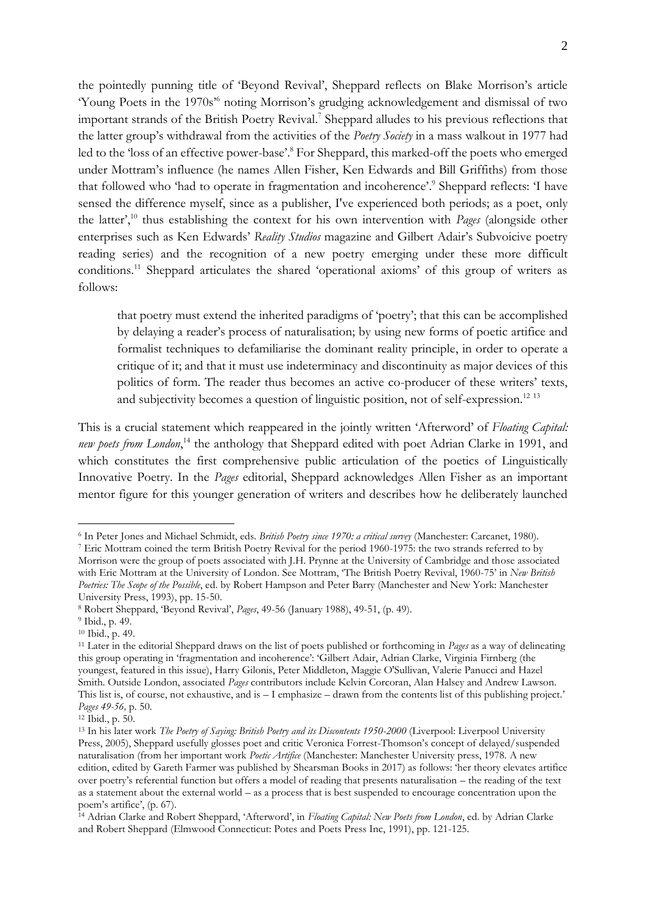the pointedly punning title of 'Beyond Revival', Sheppard reflects on Blake Morrison's article 'Young Poets in the 1970s'[6] noting Morrison's grudging acknowledgement and dismissal of two important strands of the British Poetry Revival.[7] Sheppard alludes to his previous reflections that the latter group's withdrawal from the activities of the *Poetry Society* in a mass walkout in 1977 had led to the 'loss of an effective power-base'.[8] For Sheppard, this marked-off the poets who emerged under Mottram's influence (he names Allen Fisher, Ken Edwards and Bill Griffiths) from those that followed who 'had to operate in fragmentation and incoherence'.[9] Sheppard reflects: 'I have sensed the difference myself, since as a publisher, I've experienced both periods; as a poet, only the latter',[10] thus establishing the context for his own intervention with *Pages* (alongside other enterprises such as Ken Edwards' *Reality Studios* magazine and Gilbert Adair's Subvoicive poetry reading series) and the recognition of a new poetry emerging under these more difficult conditions.[11] Sheppard articulates the shared 'operational axioms' of this group of writers as follows:

> that poetry must extend the inherited paradigms of 'poetry'; that this can be accomplished by delaying a reader's process of naturalisation; by using new forms of poetic artifice and formalist techniques to defamiliarise the dominant reality principle, in order to operate a critique of it; and that it must use indeterminacy and discontinuity as major devices of this politics of form. The reader thus becomes an active co-producer of these writers' texts, and subjectivity becomes a question of linguistic position, not of self-expression.[12] [13]

This is a crucial statement which reappeared in the jointly written 'Afterword' of *Floating Capital: new poets from London*,[14] the anthology that Sheppard edited with poet Adrian Clarke in 1991, and which constitutes the first comprehensive public articulation of the poetics of Linguistically Innovative Poetry. In the *Pages* editorial, Sheppard acknowledges Allen Fisher as an important mentor figure for this younger generation of writers and describes how he deliberately launched

---

[6] In Peter Jones and Michael Schmidt, eds. *British Poetry since 1970: a critical survey* (Manchester: Carcanet, 1980).

[7] Eric Mottram coined the term British Poetry Revival for the period 1960-1975: the two strands referred to by Morrison were the group of poets associated with J.H. Prynne at the University of Cambridge and those associated with Eric Mottram at the University of London. See Mottram, 'The British Poetry Revival, 1960-75' in *New British Poetries: The Scope of the Possible*, ed. by Robert Hampson and Peter Barry (Manchester and New York: Manchester University Press, 1993), pp. 15-50.

[8] Robert Sheppard, 'Beyond Revival', *Pages*, 49-56 (January 1988), 49-51, (p. 49).

[9] Ibid., p. 49.

[10] Ibid., p. 49.

[11] Later in the editorial Sheppard draws on the list of poets published or forthcoming in *Pages* as a way of delineating this group operating in 'fragmentation and incoherence': 'Gilbert Adair, Adrian Clarke, Virginia Firnberg (the youngest, featured in this issue), Harry Gilonis, Peter Middleton, Maggie O'Sullivan, Valerie Panucci and Hazel Smith. Outside London, associated *Pages* contributors include Kelvin Corcoran, Alan Halsey and Andrew Lawson. This list is, of course, not exhaustive, and is – I emphasize – drawn from the contents list of this publishing project.' *Pages 49-56,* p. 50.

[12] Ibid., p. 50.

[13] In his later work *The Poetry of Saying: British Poetry and its Discontents 1950-2000* (Liverpool: Liverpool University Press, 2005), Sheppard usefully glosses poet and critic Veronica Forrest-Thomson's concept of delayed/suspended naturalisation (from her important work *Poetic Artifice* (Manchester: Manchester University press, 1978. A new edition, edited by Gareth Farmer was published by Shearsman Books in 2017) as follows: 'her theory elevates artifice over poetry's referential function but offers a model of reading that presents naturalisation – the reading of the text as a statement about the external world – as a process that is best suspended to encourage concentration upon the poem's artifice', (p. 67).

[14] Adrian Clarke and Robert Sheppard, 'Afterword', in *Floating Capital: New Poets from London*, ed. by Adrian Clarke and Robert Sheppard (Elmwood Connecticut: Potes and Poets Press Inc, 1991), pp. 121-125.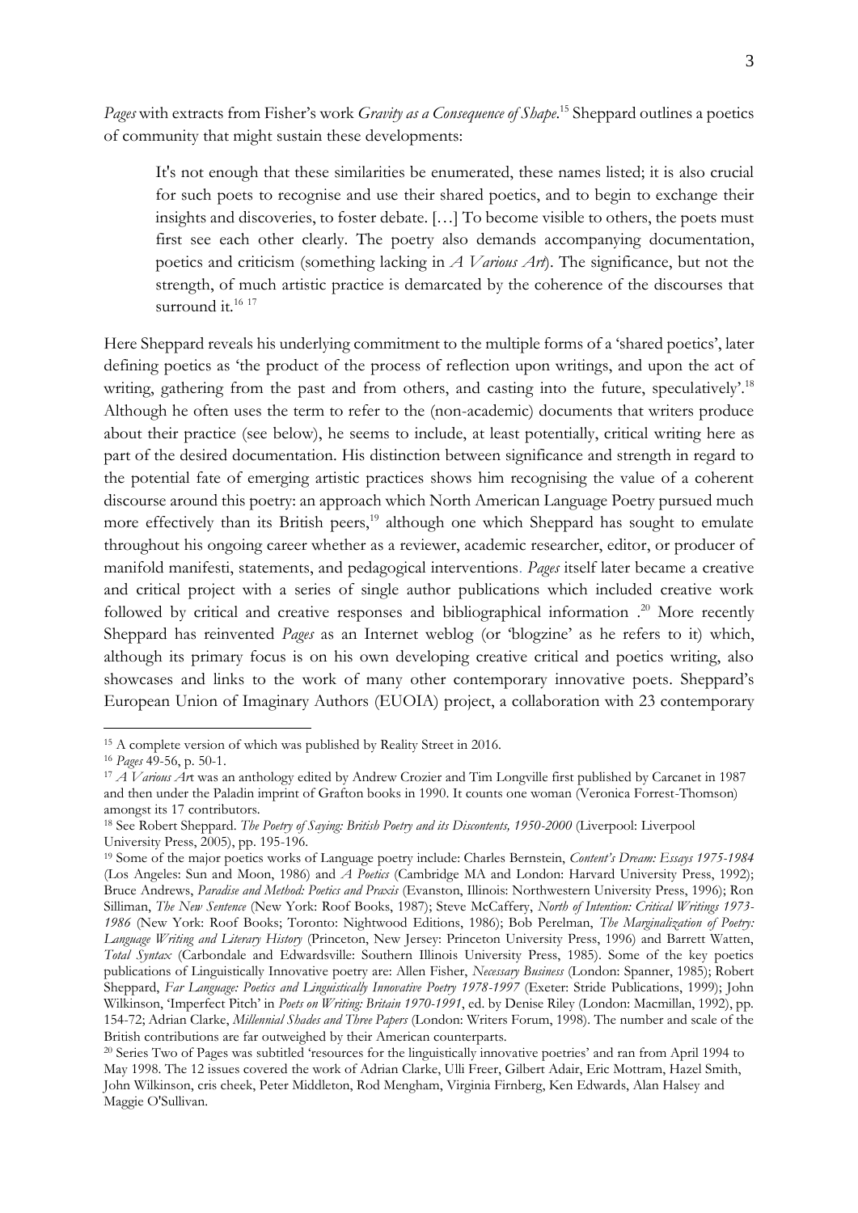*Pages* with extracts from Fisher's work *Gravity as a Consequence of Shape*.[15] Sheppard outlines a poetics of community that might sustain these developments:

> It's not enough that these similarities be enumerated, these names listed; it is also crucial for such poets to recognise and use their shared poetics, and to begin to exchange their insights and discoveries, to foster debate. […] To become visible to others, the poets must first see each other clearly. The poetry also demands accompanying documentation, poetics and criticism (something lacking in *A Various Art*). The significance, but not the strength, of much artistic practice is demarcated by the coherence of the discourses that surround it.[16] [17]

Here Sheppard reveals his underlying commitment to the multiple forms of a 'shared poetics', later defining poetics as 'the product of the process of reflection upon writings, and upon the act of writing, gathering from the past and from others, and casting into the future, speculatively'.[18] Although he often uses the term to refer to the (non-academic) documents that writers produce about their practice (see below), he seems to include, at least potentially, critical writing here as part of the desired documentation. His distinction between significance and strength in regard to the potential fate of emerging artistic practices shows him recognising the value of a coherent discourse around this poetry: an approach which North American Language Poetry pursued much more effectively than its British peers,[19] although one which Sheppard has sought to emulate throughout his ongoing career whether as a reviewer, academic researcher, editor, or producer of manifold manifesti, statements, and pedagogical interventions. *Pages* itself later became a creative and critical project with a series of single author publications which included creative work followed by critical and creative responses and bibliographical information .[20] More recently Sheppard has reinvented *Pages* as an Internet weblog (or 'blogzine' as he refers to it) which, although its primary focus is on his own developing creative critical and poetics writing, also showcases and links to the work of many other contemporary innovative poets. Sheppard's European Union of Imaginary Authors (EUOIA) project, a collaboration with 23 contemporary

---

[15] A complete version of which was published by Reality Street in 2016.

[16] *Pages* 49-56, p. 50-1.

[17] *A Various Art* was an anthology edited by Andrew Crozier and Tim Longville first published by Carcanet in 1987 and then under the Paladin imprint of Grafton books in 1990. It counts one woman (Veronica Forrest-Thomson) amongst its 17 contributors.

[18] See Robert Sheppard. *The Poetry of Saying: British Poetry and its Discontents, 1950-2000* (Liverpool: Liverpool University Press, 2005), pp. 195-196.

[19] Some of the major poetics works of Language poetry include: Charles Bernstein, *Content's Dream: Essays 1975-1984* (Los Angeles: Sun and Moon, 1986) and *A Poetics* (Cambridge MA and London: Harvard University Press, 1992); Bruce Andrews, *Paradise and Method: Poetics and Praxis* (Evanston, Illinois: Northwestern University Press, 1996); Ron Silliman, *The New Sentence* (New York: Roof Books, 1987); Steve McCaffery, *North of Intention: Critical Writings 1973-1986* (New York: Roof Books; Toronto: Nightwood Editions, 1986); Bob Perelman, *The Marginalization of Poetry: Language Writing and Literary History* (Princeton, New Jersey: Princeton University Press, 1996) and Barrett Watten, *Total Syntax* (Carbondale and Edwardsville: Southern Illinois University Press, 1985). Some of the key poetics publications of Linguistically Innovative poetry are: Allen Fisher, *Necessary Business* (London: Spanner, 1985); Robert Sheppard, *Far Language: Poetics and Linguistically Innovative Poetry 1978-1997* (Exeter: Stride Publications, 1999); John Wilkinson, 'Imperfect Pitch' in *Poets on Writing: Britain 1970-1991*, ed. by Denise Riley (London: Macmillan, 1992), pp. 154-72; Adrian Clarke, *Millennial Shades and Three Papers* (London: Writers Forum, 1998). The number and scale of the British contributions are far outweighed by their American counterparts.

[20] Series Two of Pages was subtitled 'resources for the linguistically innovative poetries' and ran from April 1994 to May 1998. The 12 issues covered the work of Adrian Clarke, Ulli Freer, Gilbert Adair, Eric Mottram, Hazel Smith, John Wilkinson, cris cheek, Peter Middleton, Rod Mengham, Virginia Firnberg, Ken Edwards, Alan Halsey and Maggie O'Sullivan.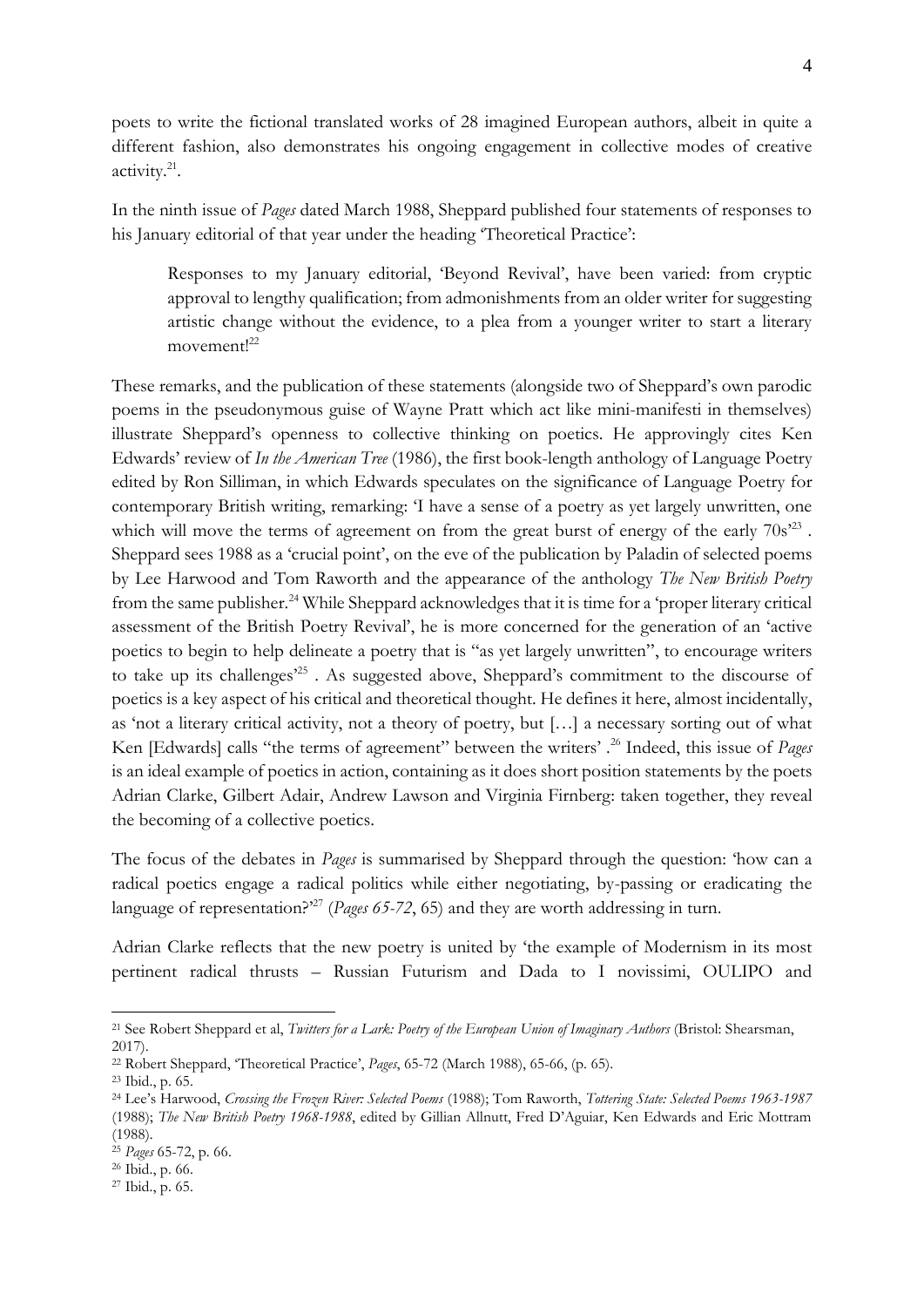poets to write the fictional translated works of 28 imagined European authors, albeit in quite a different fashion, also demonstrates his ongoing engagement in collective modes of creative activity.[21].

In the ninth issue of *Pages* dated March 1988, Sheppard published four statements of responses to his January editorial of that year under the heading 'Theoretical Practice':

> Responses to my January editorial, 'Beyond Revival', have been varied: from cryptic approval to lengthy qualification; from admonishments from an older writer for suggesting artistic change without the evidence, to a plea from a younger writer to start a literary movement![22]

These remarks, and the publication of these statements (alongside two of Sheppard's own parodic poems in the pseudonymous guise of Wayne Pratt which act like mini-manifesti in themselves) illustrate Sheppard's openness to collective thinking on poetics. He approvingly cites Ken Edwards' review of *In the American Tree* (1986), the first book-length anthology of Language Poetry edited by Ron Silliman, in which Edwards speculates on the significance of Language Poetry for contemporary British writing, remarking: 'I have a sense of a poetry as yet largely unwritten, one which will move the terms of agreement on from the great burst of energy of the early 70s'[23] . Sheppard sees 1988 as a 'crucial point', on the eve of the publication by Paladin of selected poems by Lee Harwood and Tom Raworth and the appearance of the anthology *The New British Poetry* from the same publisher.[24] While Sheppard acknowledges that it is time for a 'proper literary critical assessment of the British Poetry Revival', he is more concerned for the generation of an 'active poetics to begin to help delineate a poetry that is "as yet largely unwritten", to encourage writers to take up its challenges'[25] . As suggested above, Sheppard's commitment to the discourse of poetics is a key aspect of his critical and theoretical thought. He defines it here, almost incidentally, as 'not a literary critical activity, not a theory of poetry, but […] a necessary sorting out of what Ken [Edwards] calls "the terms of agreement" between the writers' .[26] Indeed, this issue of *Pages* is an ideal example of poetics in action, containing as it does short position statements by the poets Adrian Clarke, Gilbert Adair, Andrew Lawson and Virginia Firnberg: taken together, they reveal the becoming of a collective poetics.

The focus of the debates in *Pages* is summarised by Sheppard through the question: 'how can a radical poetics engage a radical politics while either negotiating, by-passing or eradicating the language of representation?'[27] (*Pages 65-72*, 65) and they are worth addressing in turn.

Adrian Clarke reflects that the new poetry is united by 'the example of Modernism in its most pertinent radical thrusts – Russian Futurism and Dada to I novissimi, OULIPO and

---

[21] See Robert Sheppard et al, *Twitters for a Lark: Poetry of the European Union of Imaginary Authors* (Bristol: Shearsman, 2017).

[22] Robert Sheppard, 'Theoretical Practice', *Pages*, 65-72 (March 1988), 65-66, (p. 65).

[23] Ibid., p. 65.

[24] Lee's Harwood, *Crossing the Frozen River: Selected Poems* (1988); Tom Raworth, *Tottering State: Selected Poems 1963-1987* (1988); *The New British Poetry 1968-1988*, edited by Gillian Allnutt, Fred D'Aguiar, Ken Edwards and Eric Mottram (1988).

[25] *Pages* 65-72, p. 66.

[26] Ibid., p. 66.

[27] Ibid., p. 65.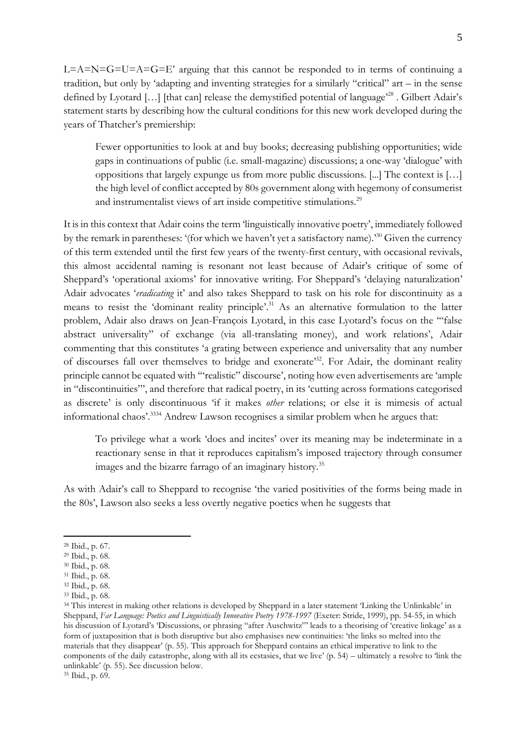L=A=N=G=U=A=G=E' arguing that this cannot be responded to in terms of continuing a tradition, but only by 'adapting and inventing strategies for a similarly "critical" art – in the sense defined by Lyotard […] [that can] release the demystified potential of language'[28] . Gilbert Adair's statement starts by describing how the cultural conditions for this new work developed during the years of Thatcher's premiership:

> Fewer opportunities to look at and buy books; decreasing publishing opportunities; wide gaps in continuations of public (i.e. small-magazine) discussions; a one-way 'dialogue' with oppositions that largely expunge us from more public discussions. [...] The context is […] the high level of conflict accepted by 80s government along with hegemony of consumerist and instrumentalist views of art inside competitive stimulations.[29]

It is in this context that Adair coins the term 'linguistically innovative poetry', immediately followed by the remark in parentheses: '(for which we haven't yet a satisfactory name).'[30] Given the currency of this term extended until the first few years of the twenty-first century, with occasional revivals, this almost accidental naming is resonant not least because of Adair's critique of some of Sheppard's 'operational axioms' for innovative writing. For Sheppard's 'delaying naturalization' Adair advocates '*eradicating* it' and also takes Sheppard to task on his role for discontinuity as a means to resist the 'dominant reality principle'.[31] As an alternative formulation to the latter problem, Adair also draws on Jean-François Lyotard, in this case Lyotard's focus on the '"false abstract universality" of exchange (via all-translating money), and work relations', Adair commenting that this constitutes 'a grating between experience and universality that any number of discourses fall over themselves to bridge and exonerate'[32]. For Adair, the dominant reality principle cannot be equated with '"realistic" discourse', noting how even advertisements are 'ample in "discontinuities"', and therefore that radical poetry, in its 'cutting across formations categorised as discrete' is only discontinuous 'if it makes *other* relations; or else it is mimesis of actual informational chaos'.[33][34] Andrew Lawson recognises a similar problem when he argues that:

> To privilege what a work 'does and incites' over its meaning may be indeterminate in a reactionary sense in that it reproduces capitalism's imposed trajectory through consumer images and the bizarre farrago of an imaginary history.[35]

As with Adair's call to Sheppard to recognise 'the varied positivities of the forms being made in the 80s', Lawson also seeks a less overtly negative poetics when he suggests that

---

[28] Ibid., p. 67.

[29] Ibid., p. 68.

[30] Ibid., p. 68.

[31] Ibid., p. 68.

[32] Ibid., p. 68.

[33] Ibid., p. 68.

[34] This interest in making other relations is developed by Sheppard in a later statement 'Linking the Unlinkable' in Sheppard, *Far Language: Poetics and Linguistically Innovative Poetry 1978-1997* (Exeter: Stride, 1999), pp. 54-55, in which his discussion of Lyotard's 'Discussions, or phrasing "after Auschwitz"' leads to a theorising of 'creative linkage' as a form of juxtaposition that is both disruptive but also emphasises new continuities: 'the links so melted into the materials that they disappear' (p. 55). This approach for Sheppard contains an ethical imperative to link to the components of the daily catastrophe, along with all its ecstasies, that we live' (p. 54) – ultimately a resolve to 'link the unlinkable' (p. 55). See discussion below.

[35] Ibid., p. 69.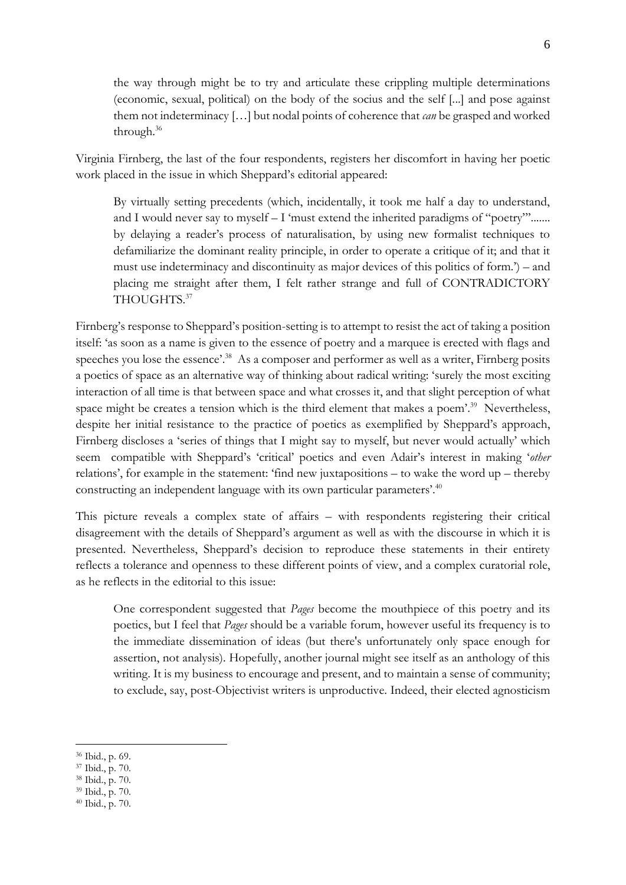> the way through might be to try and articulate these crippling multiple determinations (economic, sexual, political) on the body of the socius and the self [...] and pose against them not indeterminacy […] but nodal points of coherence that *can* be grasped and worked through.[36]

Virginia Firnberg, the last of the four respondents, registers her discomfort in having her poetic work placed in the issue in which Sheppard's editorial appeared:

> By virtually setting precedents (which, incidentally, it took me half a day to understand, and I would never say to myself – I 'must extend the inherited paradigms of "poetry"'....... by delaying a reader's process of naturalisation, by using new formalist techniques to defamiliarize the dominant reality principle, in order to operate a critique of it; and that it must use indeterminacy and discontinuity as major devices of this politics of form.') – and placing me straight after them, I felt rather strange and full of CONTRADICTORY THOUGHTS.[37]

Firnberg's response to Sheppard's position-setting is to attempt to resist the act of taking a position itself: 'as soon as a name is given to the essence of poetry and a marquee is erected with flags and speeches you lose the essence'.[38] As a composer and performer as well as a writer, Firnberg posits a poetics of space as an alternative way of thinking about radical writing: 'surely the most exciting interaction of all time is that between space and what crosses it, and that slight perception of what space might be creates a tension which is the third element that makes a poem'.[39] Nevertheless, despite her initial resistance to the practice of poetics as exemplified by Sheppard's approach, Firnberg discloses a 'series of things that I might say to myself, but never would actually' which seem compatible with Sheppard's 'critical' poetics and even Adair's interest in making '*other* relations', for example in the statement: 'find new juxtapositions – to wake the word up – thereby constructing an independent language with its own particular parameters'.[40]

This picture reveals a complex state of affairs – with respondents registering their critical disagreement with the details of Sheppard's argument as well as with the discourse in which it is presented. Nevertheless, Sheppard's decision to reproduce these statements in their entirety reflects a tolerance and openness to these different points of view, and a complex curatorial role, as he reflects in the editorial to this issue:

> One correspondent suggested that *Pages* become the mouthpiece of this poetry and its poetics, but I feel that *Pages* should be a variable forum, however useful its frequency is to the immediate dissemination of ideas (but there's unfortunately only space enough for assertion, not analysis). Hopefully, another journal might see itself as an anthology of this writing. It is my business to encourage and present, and to maintain a sense of community; to exclude, say, post-Objectivist writers is unproductive. Indeed, their elected agnosticism

[36] Ibid., p. 69.
[37] Ibid., p. 70.
[38] Ibid., p. 70.
[39] Ibid., p. 70.
[40] Ibid., p. 70.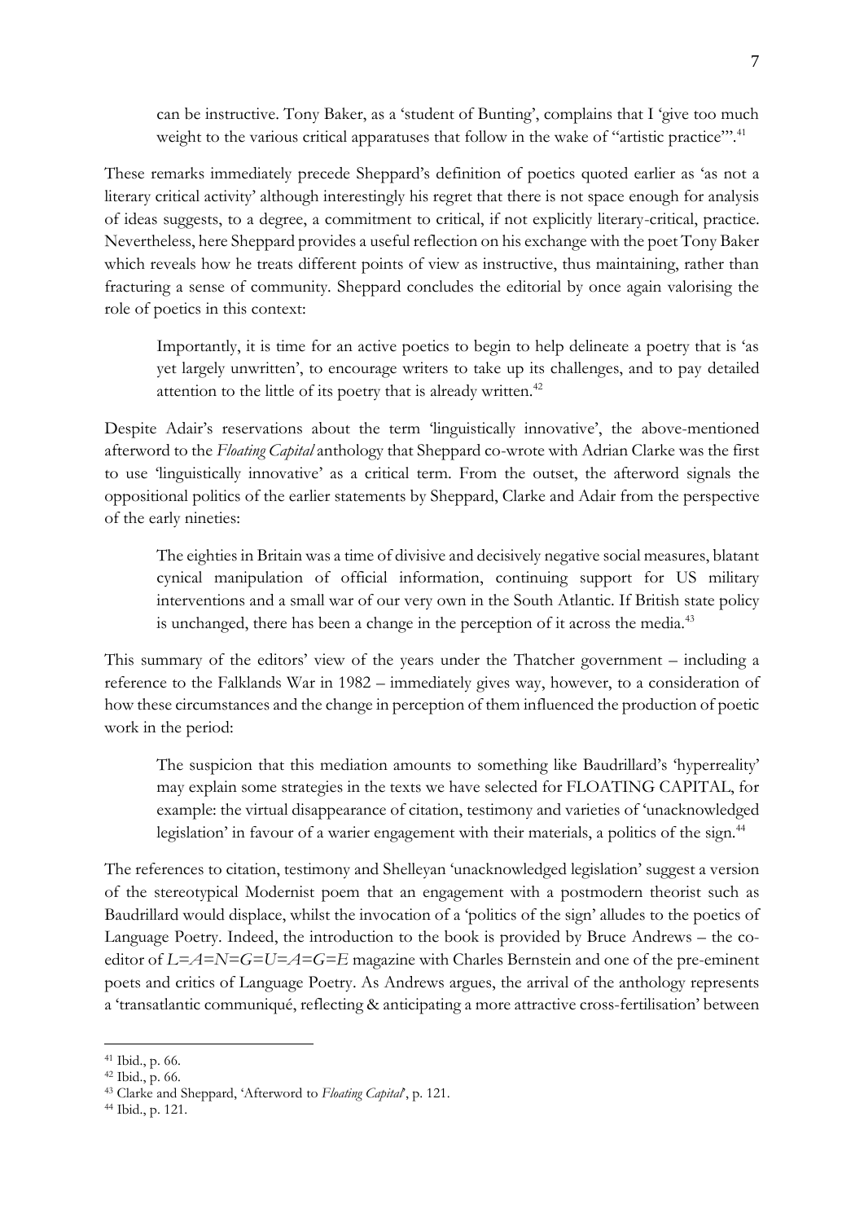can be instructive. Tony Baker, as a 'student of Bunting', complains that I 'give too much weight to the various critical apparatuses that follow in the wake of "artistic practice"'.[41]

These remarks immediately precede Sheppard's definition of poetics quoted earlier as 'as not a literary critical activity' although interestingly his regret that there is not space enough for analysis of ideas suggests, to a degree, a commitment to critical, if not explicitly literary-critical, practice. Nevertheless, here Sheppard provides a useful reflection on his exchange with the poet Tony Baker which reveals how he treats different points of view as instructive, thus maintaining, rather than fracturing a sense of community. Sheppard concludes the editorial by once again valorising the role of poetics in this context:

> Importantly, it is time for an active poetics to begin to help delineate a poetry that is 'as yet largely unwritten', to encourage writers to take up its challenges, and to pay detailed attention to the little of its poetry that is already written.[42]

Despite Adair's reservations about the term 'linguistically innovative', the above-mentioned afterword to the *Floating Capital* anthology that Sheppard co-wrote with Adrian Clarke was the first to use 'linguistically innovative' as a critical term. From the outset, the afterword signals the oppositional politics of the earlier statements by Sheppard, Clarke and Adair from the perspective of the early nineties:

> The eighties in Britain was a time of divisive and decisively negative social measures, blatant cynical manipulation of official information, continuing support for US military interventions and a small war of our very own in the South Atlantic. If British state policy is unchanged, there has been a change in the perception of it across the media.[43]

This summary of the editors' view of the years under the Thatcher government – including a reference to the Falklands War in 1982 – immediately gives way, however, to a consideration of how these circumstances and the change in perception of them influenced the production of poetic work in the period:

> The suspicion that this mediation amounts to something like Baudrillard's 'hyperreality' may explain some strategies in the texts we have selected for FLOATING CAPITAL, for example: the virtual disappearance of citation, testimony and varieties of 'unacknowledged legislation' in favour of a warier engagement with their materials, a politics of the sign.[44]

The references to citation, testimony and Shelleyan 'unacknowledged legislation' suggest a version of the stereotypical Modernist poem that an engagement with a postmodern theorist such as Baudrillard would displace, whilst the invocation of a 'politics of the sign' alludes to the poetics of Language Poetry. Indeed, the introduction to the book is provided by Bruce Andrews – the co-editor of *L=A=N=G=U=A=G=E* magazine with Charles Bernstein and one of the pre-eminent poets and critics of Language Poetry. As Andrews argues, the arrival of the anthology represents a 'transatlantic communiqué, reflecting & anticipating a more attractive cross-fertilisation' between

---

[41] Ibid., p. 66.

[42] Ibid., p. 66.

[43] Clarke and Sheppard, 'Afterword to *Floating Capital*', p. 121.

[44] Ibid., p. 121.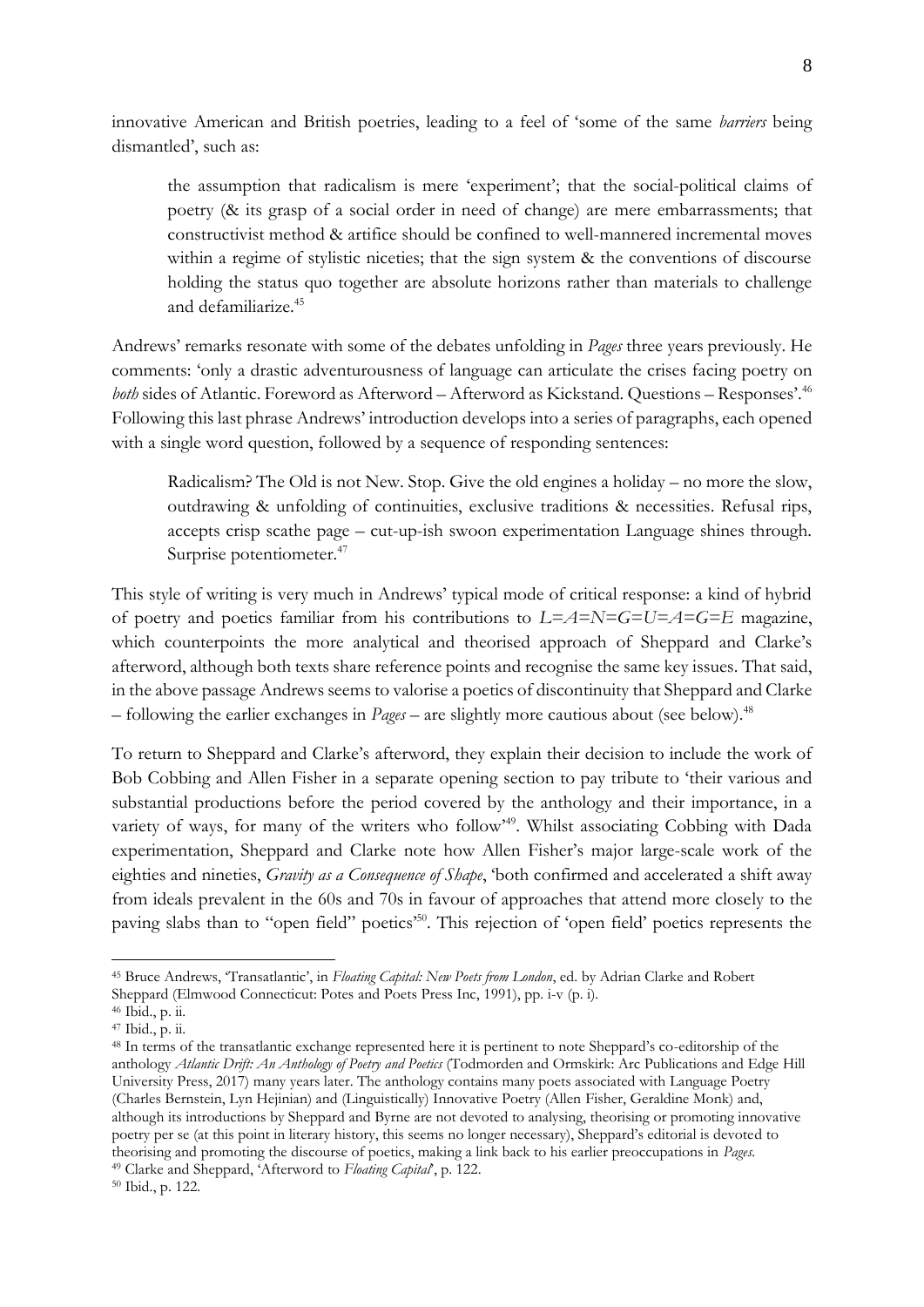innovative American and British poetries, leading to a feel of 'some of the same *barriers* being dismantled', such as:

> the assumption that radicalism is mere 'experiment'; that the social-political claims of poetry (& its grasp of a social order in need of change) are mere embarrassments; that constructivist method & artifice should be confined to well-mannered incremental moves within a regime of stylistic niceties; that the sign system & the conventions of discourse holding the status quo together are absolute horizons rather than materials to challenge and defamiliarize.[45]

Andrews' remarks resonate with some of the debates unfolding in *Pages* three years previously. He comments: 'only a drastic adventurousness of language can articulate the crises facing poetry on *both* sides of Atlantic. Foreword as Afterword – Afterword as Kickstand. Questions – Responses'.[46] Following this last phrase Andrews' introduction develops into a series of paragraphs, each opened with a single word question, followed by a sequence of responding sentences:

> Radicalism? The Old is not New. Stop. Give the old engines a holiday – no more the slow, outdrawing & unfolding of continuities, exclusive traditions & necessities. Refusal rips, accepts crisp scathe page – cut-up-ish swoon experimentation Language shines through. Surprise potentiometer.[47]

This style of writing is very much in Andrews' typical mode of critical response: a kind of hybrid of poetry and poetics familiar from his contributions to *L=A=N=G=U=A=G=E* magazine, which counterpoints the more analytical and theorised approach of Sheppard and Clarke's afterword, although both texts share reference points and recognise the same key issues. That said, in the above passage Andrews seems to valorise a poetics of discontinuity that Sheppard and Clarke – following the earlier exchanges in *Pages* – are slightly more cautious about (see below).[48]

To return to Sheppard and Clarke's afterword, they explain their decision to include the work of Bob Cobbing and Allen Fisher in a separate opening section to pay tribute to 'their various and substantial productions before the period covered by the anthology and their importance, in a variety of ways, for many of the writers who follow'[49]. Whilst associating Cobbing with Dada experimentation, Sheppard and Clarke note how Allen Fisher's major large-scale work of the eighties and nineties, *Gravity as a Consequence of Shape*, 'both confirmed and accelerated a shift away from ideals prevalent in the 60s and 70s in favour of approaches that attend more closely to the paving slabs than to "open field" poetics'[50]. This rejection of 'open field' poetics represents the

---

[45] Bruce Andrews, 'Transatlantic', in *Floating Capital: New Poets from London*, ed. by Adrian Clarke and Robert Sheppard (Elmwood Connecticut: Potes and Poets Press Inc, 1991), pp. i-v (p. i).

[46] Ibid., p. ii.

[47] Ibid., p. ii.

[48] In terms of the transatlantic exchange represented here it is pertinent to note Sheppard's co-editorship of the anthology *Atlantic Drift: An Anthology of Poetry and Poetics* (Todmorden and Ormskirk: Arc Publications and Edge Hill University Press, 2017) many years later. The anthology contains many poets associated with Language Poetry (Charles Bernstein, Lyn Hejinian) and (Linguistically) Innovative Poetry (Allen Fisher, Geraldine Monk) and, although its introductions by Sheppard and Byrne are not devoted to analysing, theorising or promoting innovative poetry per se (at this point in literary history, this seems no longer necessary), Sheppard's editorial is devoted to theorising and promoting the discourse of poetics, making a link back to his earlier preoccupations in *Pages*.

[49] Clarke and Sheppard, 'Afterword to *Floating Capital*', p. 122.

[50] Ibid., p. 122.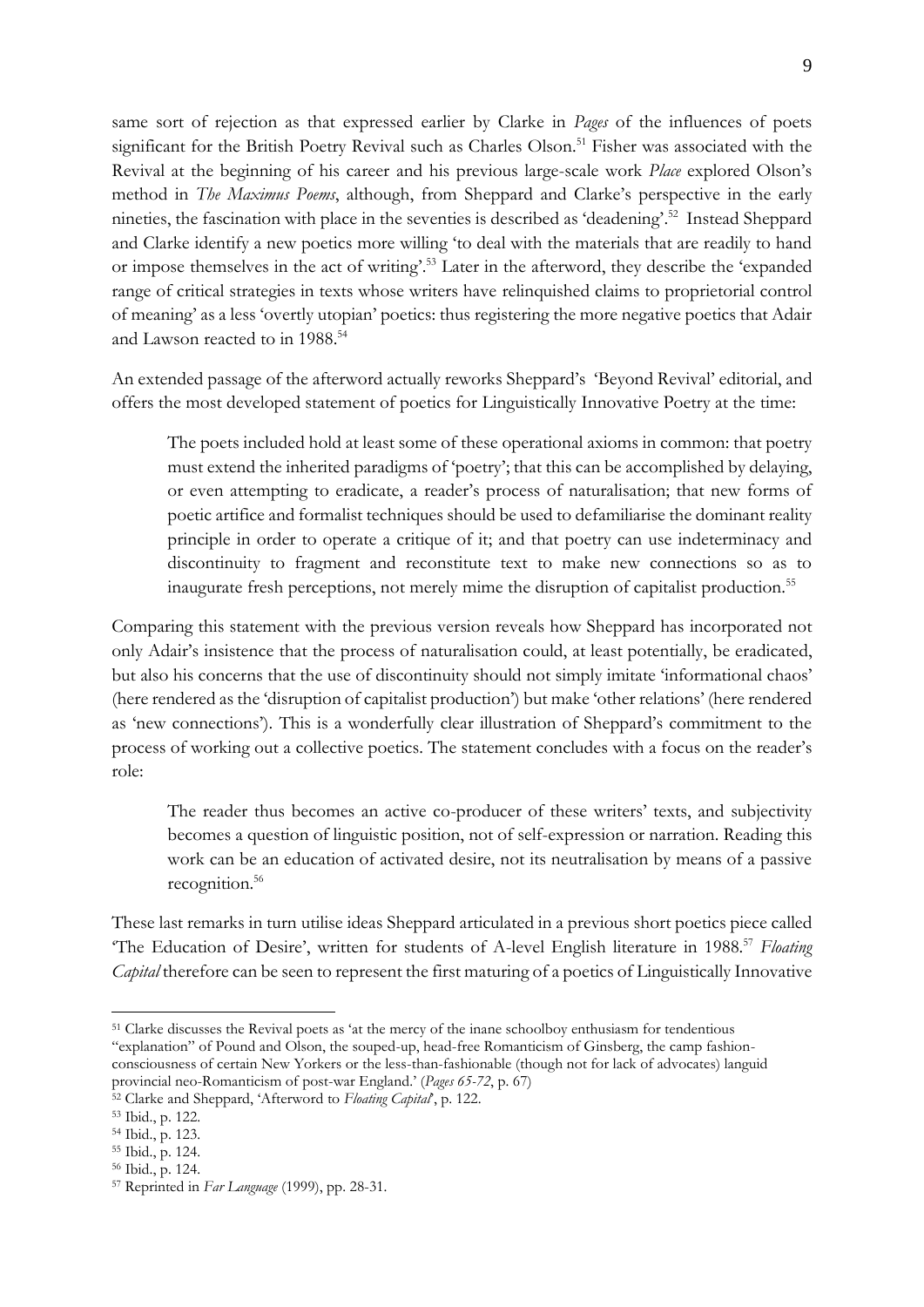same sort of rejection as that expressed earlier by Clarke in *Pages* of the influences of poets significant for the British Poetry Revival such as Charles Olson.[51] Fisher was associated with the Revival at the beginning of his career and his previous large-scale work *Place* explored Olson's method in *The Maximus Poems*, although, from Sheppard and Clarke's perspective in the early nineties, the fascination with place in the seventies is described as 'deadening'.[52] Instead Sheppard and Clarke identify a new poetics more willing 'to deal with the materials that are readily to hand or impose themselves in the act of writing'.[53] Later in the afterword, they describe the 'expanded range of critical strategies in texts whose writers have relinquished claims to proprietorial control of meaning' as a less 'overtly utopian' poetics: thus registering the more negative poetics that Adair and Lawson reacted to in 1988.[54]

An extended passage of the afterword actually reworks Sheppard's 'Beyond Revival' editorial, and offers the most developed statement of poetics for Linguistically Innovative Poetry at the time:

> The poets included hold at least some of these operational axioms in common: that poetry must extend the inherited paradigms of 'poetry'; that this can be accomplished by delaying, or even attempting to eradicate, a reader's process of naturalisation; that new forms of poetic artifice and formalist techniques should be used to defamiliarise the dominant reality principle in order to operate a critique of it; and that poetry can use indeterminacy and discontinuity to fragment and reconstitute text to make new connections so as to inaugurate fresh perceptions, not merely mime the disruption of capitalist production.[55]

Comparing this statement with the previous version reveals how Sheppard has incorporated not only Adair's insistence that the process of naturalisation could, at least potentially, be eradicated, but also his concerns that the use of discontinuity should not simply imitate 'informational chaos' (here rendered as the 'disruption of capitalist production') but make 'other relations' (here rendered as 'new connections'). This is a wonderfully clear illustration of Sheppard's commitment to the process of working out a collective poetics. The statement concludes with a focus on the reader's role:

> The reader thus becomes an active co-producer of these writers' texts, and subjectivity becomes a question of linguistic position, not of self-expression or narration. Reading this work can be an education of activated desire, not its neutralisation by means of a passive recognition.[56]

These last remarks in turn utilise ideas Sheppard articulated in a previous short poetics piece called 'The Education of Desire', written for students of A-level English literature in 1988.[57] *Floating Capital* therefore can be seen to represent the first maturing of a poetics of Linguistically Innovative

---

[51] Clarke discusses the Revival poets as 'at the mercy of the inane schoolboy enthusiasm for tendentious "explanation" of Pound and Olson, the souped-up, head-free Romanticism of Ginsberg, the camp fashion-consciousness of certain New Yorkers or the less-than-fashionable (though not for lack of advocates) languid provincial neo-Romanticism of post-war England.' (*Pages 65-72*, p. 67)

[52] Clarke and Sheppard, 'Afterword to *Floating Capital*', p. 122.

[53] Ibid., p. 122.

[54] Ibid., p. 123.

[55] Ibid., p. 124.

[56] Ibid., p. 124.

[57] Reprinted in *Far Language* (1999), pp. 28-31.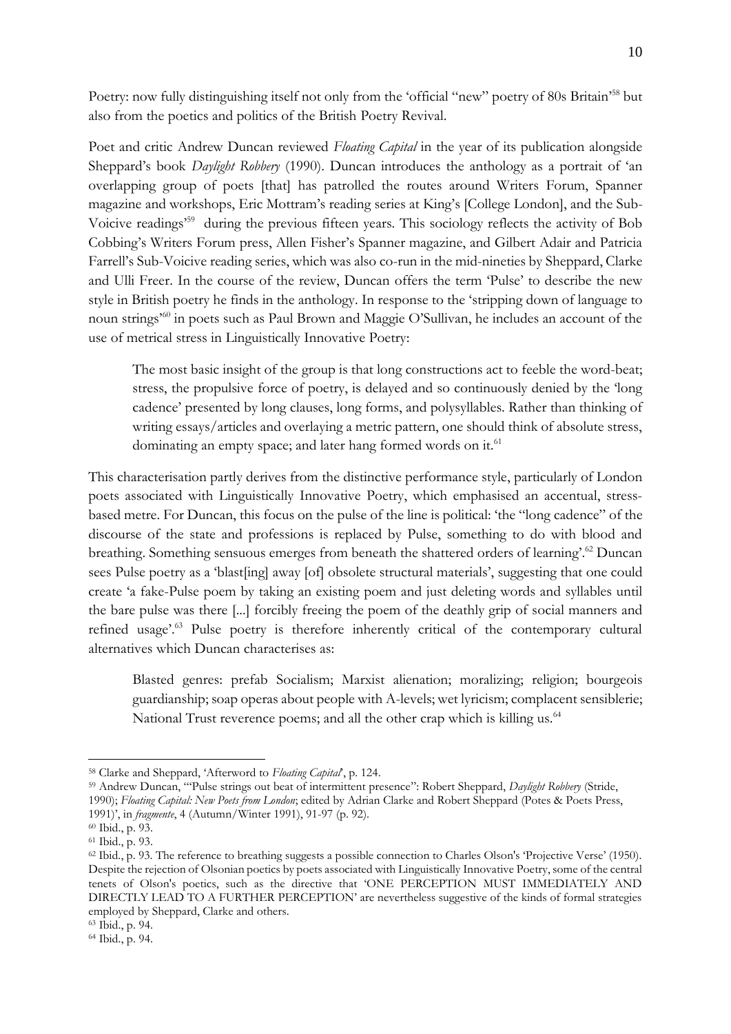Poetry: now fully distinguishing itself not only from the 'official "new" poetry of 80s Britain'[58] but also from the poetics and politics of the British Poetry Revival.

Poet and critic Andrew Duncan reviewed *Floating Capital* in the year of its publication alongside Sheppard's book *Daylight Robbery* (1990). Duncan introduces the anthology as a portrait of 'an overlapping group of poets [that] has patrolled the routes around Writers Forum, Spanner magazine and workshops, Eric Mottram's reading series at King's [College London], and the Sub-Voicive readings'[59] during the previous fifteen years. This sociology reflects the activity of Bob Cobbing's Writers Forum press, Allen Fisher's Spanner magazine, and Gilbert Adair and Patricia Farrell's Sub-Voicive reading series, which was also co-run in the mid-nineties by Sheppard, Clarke and Ulli Freer. In the course of the review, Duncan offers the term 'Pulse' to describe the new style in British poetry he finds in the anthology. In response to the 'stripping down of language to noun strings'[60] in poets such as Paul Brown and Maggie O'Sullivan, he includes an account of the use of metrical stress in Linguistically Innovative Poetry:

> The most basic insight of the group is that long constructions act to feeble the word-beat; stress, the propulsive force of poetry, is delayed and so continuously denied by the 'long cadence' presented by long clauses, long forms, and polysyllables. Rather than thinking of writing essays/articles and overlaying a metric pattern, one should think of absolute stress, dominating an empty space; and later hang formed words on it.[61]

This characterisation partly derives from the distinctive performance style, particularly of London poets associated with Linguistically Innovative Poetry, which emphasised an accentual, stress-based metre. For Duncan, this focus on the pulse of the line is political: 'the "long cadence" of the discourse of the state and professions is replaced by Pulse, something to do with blood and breathing. Something sensuous emerges from beneath the shattered orders of learning'.[62] Duncan sees Pulse poetry as a 'blast[ing] away [of] obsolete structural materials', suggesting that one could create 'a fake-Pulse poem by taking an existing poem and just deleting words and syllables until the bare pulse was there [...] forcibly freeing the poem of the deathly grip of social manners and refined usage'.[63] Pulse poetry is therefore inherently critical of the contemporary cultural alternatives which Duncan characterises as:

> Blasted genres: prefab Socialism; Marxist alienation; moralizing; religion; bourgeois guardianship; soap operas about people with A-levels; wet lyricism; complacent sensiblerie; National Trust reverence poems; and all the other crap which is killing us.[64]

---

[58] Clarke and Sheppard, 'Afterword to *Floating Capital*', p. 124.

[59] Andrew Duncan, '"Pulse strings out beat of intermittent presence": Robert Sheppard, *Daylight Robbery* (Stride, 1990); *Floating Capital: New Poets from London*; edited by Adrian Clarke and Robert Sheppard (Potes & Poets Press, 1991)', in *fragmente*, 4 (Autumn/Winter 1991), 91-97 (p. 92).

[60] Ibid., p. 93.

[61] Ibid., p. 93.

[62] Ibid., p. 93. The reference to breathing suggests a possible connection to Charles Olson's 'Projective Verse' (1950). Despite the rejection of Olsonian poetics by poets associated with Linguistically Innovative Poetry, some of the central tenets of Olson's poetics, such as the directive that 'ONE PERCEPTION MUST IMMEDIATELY AND DIRECTLY LEAD TO A FURTHER PERCEPTION' are nevertheless suggestive of the kinds of formal strategies employed by Sheppard, Clarke and others.

[63] Ibid., p. 94.

[64] Ibid., p. 94.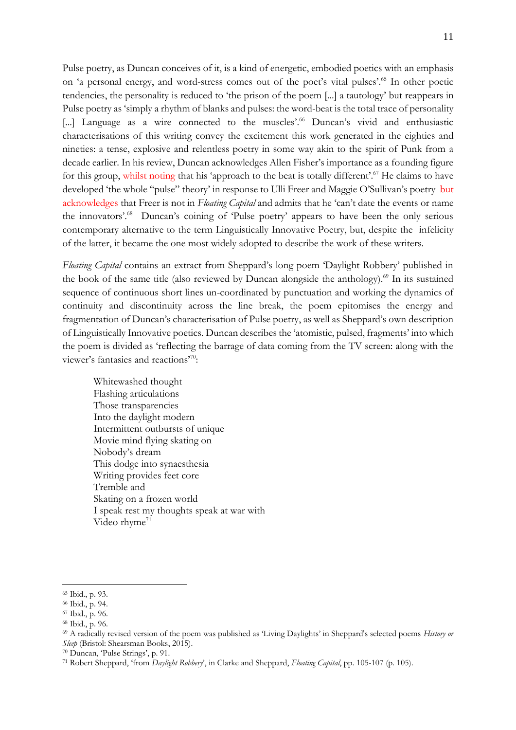Pulse poetry, as Duncan conceives of it, is a kind of energetic, embodied poetics with an emphasis on 'a personal energy, and word-stress comes out of the poet's vital pulses'.[65] In other poetic tendencies, the personality is reduced to 'the prison of the poem [...] a tautology' but reappears in Pulse poetry as 'simply a rhythm of blanks and pulses: the word-beat is the total trace of personality [...] Language as a wire connected to the muscles'.[66] Duncan's vivid and enthusiastic characterisations of this writing convey the excitement this work generated in the eighties and nineties: a tense, explosive and relentless poetry in some way akin to the spirit of Punk from a decade earlier. In his review, Duncan acknowledges Allen Fisher's importance as a founding figure for this group, whilst noting that his 'approach to the beat is totally different'.[67] He claims to have developed 'the whole "pulse" theory' in response to Ulli Freer and Maggie O'Sullivan's poetry but acknowledges that Freer is not in *Floating Capital* and admits that he 'can't date the events or name the innovators'.[68] Duncan's coining of 'Pulse poetry' appears to have been the only serious contemporary alternative to the term Linguistically Innovative Poetry, but, despite the infelicity of the latter, it became the one most widely adopted to describe the work of these writers.

*Floating Capital* contains an extract from Sheppard's long poem 'Daylight Robbery' published in the book of the same title (also reviewed by Duncan alongside the anthology).[69] In its sustained sequence of continuous short lines un-coordinated by punctuation and working the dynamics of continuity and discontinuity across the line break, the poem epitomises the energy and fragmentation of Duncan's characterisation of Pulse poetry, as well as Sheppard's own description of Linguistically Innovative poetics. Duncan describes the 'atomistic, pulsed, fragments' into which the poem is divided as 'reflecting the barrage of data coming from the TV screen: along with the viewer's fantasies and reactions'[70]:

> Whitewashed thought
> Flashing articulations
> Those transparencies
> Into the daylight modern
> Intermittent outbursts of unique
> Movie mind flying skating on
> Nobody's dream
> This dodge into synaesthesia
> Writing provides feet core
> Tremble and
> Skating on a frozen world
> I speak rest my thoughts speak at war with
> Video rhyme[71]

---

[65] Ibid., p. 93.
[66] Ibid., p. 94.
[67] Ibid., p. 96.
[68] Ibid., p. 96.
[69] A radically revised version of the poem was published as 'Living Daylights' in Sheppard's selected poems *History or Sleep* (Bristol: Shearsman Books, 2015).
[70] Duncan, 'Pulse Strings', p. 91.
[71] Robert Sheppard, 'from *Daylight Robbery*', in Clarke and Sheppard, *Floating Capital*, pp. 105-107 (p. 105).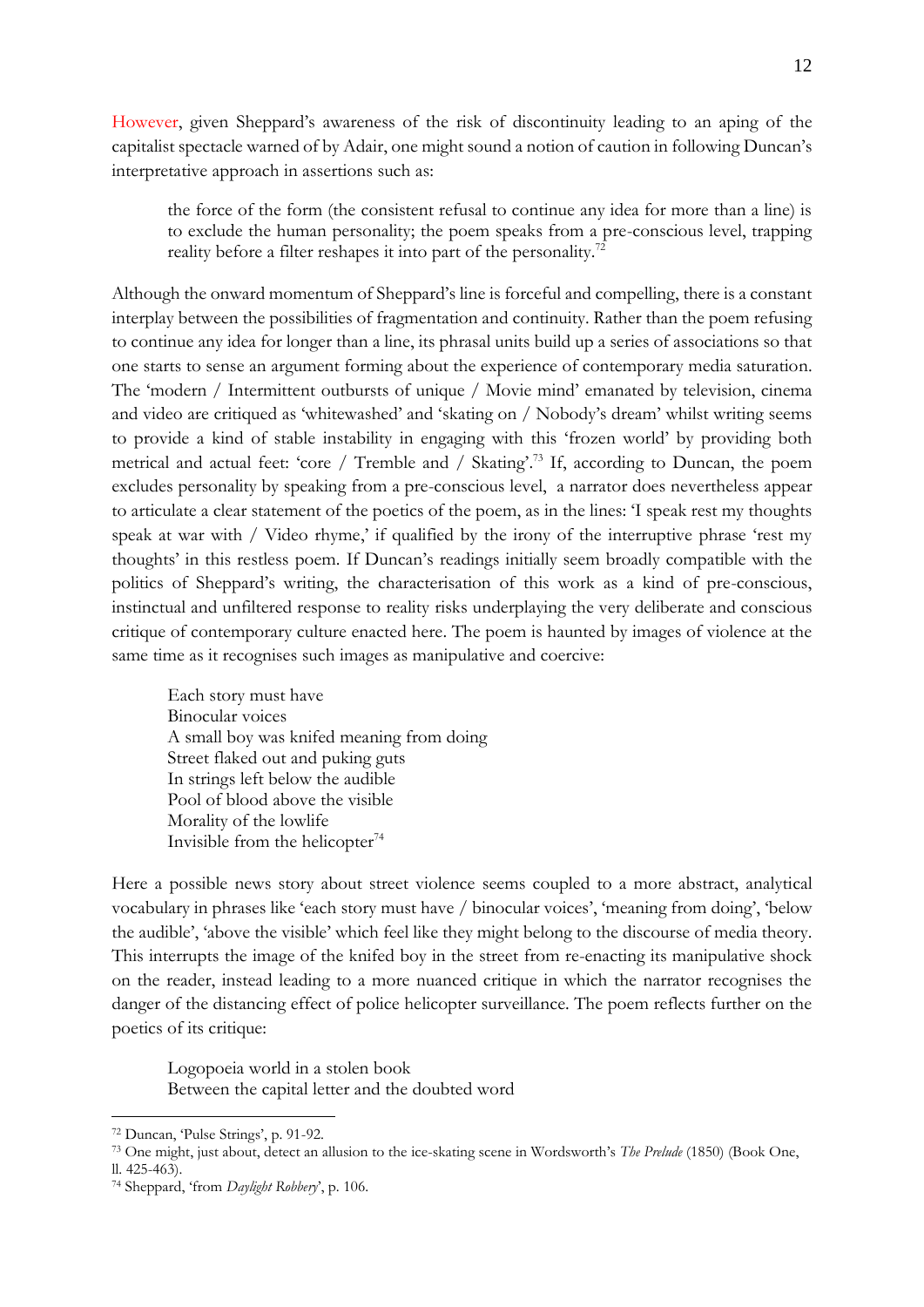However, given Sheppard's awareness of the risk of discontinuity leading to an aping of the capitalist spectacle warned of by Adair, one might sound a notion of caution in following Duncan's interpretative approach in assertions such as:

> the force of the form (the consistent refusal to continue any idea for more than a line) is to exclude the human personality; the poem speaks from a pre-conscious level, trapping reality before a filter reshapes it into part of the personality.[72]

Although the onward momentum of Sheppard's line is forceful and compelling, there is a constant interplay between the possibilities of fragmentation and continuity. Rather than the poem refusing to continue any idea for longer than a line, its phrasal units build up a series of associations so that one starts to sense an argument forming about the experience of contemporary media saturation. The 'modern / Intermittent outbursts of unique / Movie mind' emanated by television, cinema and video are critiqued as 'whitewashed' and 'skating on / Nobody's dream' whilst writing seems to provide a kind of stable instability in engaging with this 'frozen world' by providing both metrical and actual feet: 'core / Tremble and / Skating'.[73] If, according to Duncan, the poem excludes personality by speaking from a pre-conscious level, a narrator does nevertheless appear to articulate a clear statement of the poetics of the poem, as in the lines: 'I speak rest my thoughts speak at war with / Video rhyme,' if qualified by the irony of the interruptive phrase 'rest my thoughts' in this restless poem. If Duncan's readings initially seem broadly compatible with the politics of Sheppard's writing, the characterisation of this work as a kind of pre-conscious, instinctual and unfiltered response to reality risks underplaying the very deliberate and conscious critique of contemporary culture enacted here. The poem is haunted by images of violence at the same time as it recognises such images as manipulative and coercive:

> Each story must have
> Binocular voices
> A small boy was knifed meaning from doing
> Street flaked out and puking guts
> In strings left below the audible
> Pool of blood above the visible
> Morality of the lowlife
> Invisible from the helicopter[74]

Here a possible news story about street violence seems coupled to a more abstract, analytical vocabulary in phrases like 'each story must have / binocular voices', 'meaning from doing', 'below the audible', 'above the visible' which feel like they might belong to the discourse of media theory. This interrupts the image of the knifed boy in the street from re-enacting its manipulative shock on the reader, instead leading to a more nuanced critique in which the narrator recognises the danger of the distancing effect of police helicopter surveillance. The poem reflects further on the poetics of its critique:

> Logopoeia world in a stolen book
> Between the capital letter and the doubted word

---

[72] Duncan, 'Pulse Strings', p. 91-92.

[73] One might, just about, detect an allusion to the ice-skating scene in Wordsworth's *The Prelude* (1850) (Book One, ll. 425-463).

[74] Sheppard, 'from *Daylight Robbery*', p. 106.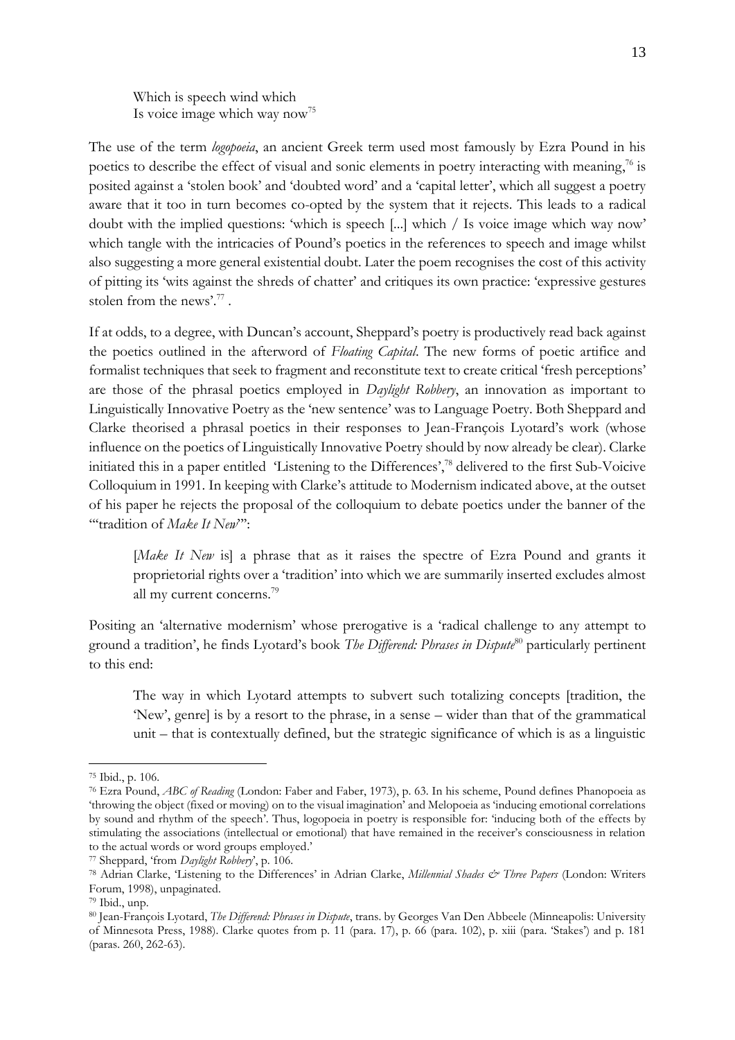> Which is speech wind which
> Is voice image which way now[75]

The use of the term *logopoeia*, an ancient Greek term used most famously by Ezra Pound in his poetics to describe the effect of visual and sonic elements in poetry interacting with meaning,[76] is posited against a 'stolen book' and 'doubted word' and a 'capital letter', which all suggest a poetry aware that it too in turn becomes co-opted by the system that it rejects. This leads to a radical doubt with the implied questions: 'which is speech [...] which / Is voice image which way now' which tangle with the intricacies of Pound's poetics in the references to speech and image whilst also suggesting a more general existential doubt. Later the poem recognises the cost of this activity of pitting its 'wits against the shreds of chatter' and critiques its own practice: 'expressive gestures stolen from the news'.[77] .

If at odds, to a degree, with Duncan's account, Sheppard's poetry is productively read back against the poetics outlined in the afterword of *Floating Capital*. The new forms of poetic artifice and formalist techniques that seek to fragment and reconstitute text to create critical 'fresh perceptions' are those of the phrasal poetics employed in *Daylight Robbery*, an innovation as important to Linguistically Innovative Poetry as the 'new sentence' was to Language Poetry. Both Sheppard and Clarke theorised a phrasal poetics in their responses to Jean-François Lyotard's work (whose influence on the poetics of Linguistically Innovative Poetry should by now already be clear). Clarke initiated this in a paper entitled 'Listening to the Differences',[78] delivered to the first Sub-Voicive Colloquium in 1991. In keeping with Clarke's attitude to Modernism indicated above, at the outset of his paper he rejects the proposal of the colloquium to debate poetics under the banner of the '"tradition of *Make It New*"':

> [*Make It New* is] a phrase that as it raises the spectre of Ezra Pound and grants it proprietorial rights over a 'tradition' into which we are summarily inserted excludes almost all my current concerns.[79]

Positing an 'alternative modernism' whose prerogative is a 'radical challenge to any attempt to ground a tradition', he finds Lyotard's book *The Differend: Phrases in Dispute*[80] particularly pertinent to this end:

> The way in which Lyotard attempts to subvert such totalizing concepts [tradition, the 'New', genre] is by a resort to the phrase, in a sense – wider than that of the grammatical unit – that is contextually defined, but the strategic significance of which is as a linguistic

---

[75] Ibid., p. 106.

[76] Ezra Pound, *ABC of Reading* (London: Faber and Faber, 1973), p. 63. In his scheme, Pound defines Phanopoeia as 'throwing the object (fixed or moving) on to the visual imagination' and Melopoeia as 'inducing emotional correlations by sound and rhythm of the speech'. Thus, logopoeia in poetry is responsible for: 'inducing both of the effects by stimulating the associations (intellectual or emotional) that have remained in the receiver's consciousness in relation to the actual words or word groups employed.'

[77] Sheppard, 'from *Daylight Robbery*', p. 106.

[78] Adrian Clarke, 'Listening to the Differences' in Adrian Clarke, *Millennial Shades & Three Papers* (London: Writers Forum, 1998), unpaginated.

[79] Ibid., unp.

[80] Jean-François Lyotard, *The Differend: Phrases in Dispute*, trans. by Georges Van Den Abbeele (Minneapolis: University of Minnesota Press, 1988). Clarke quotes from p. 11 (para. 17), p. 66 (para. 102), p. xiii (para. 'Stakes') and p. 181 (paras. 260, 262-63).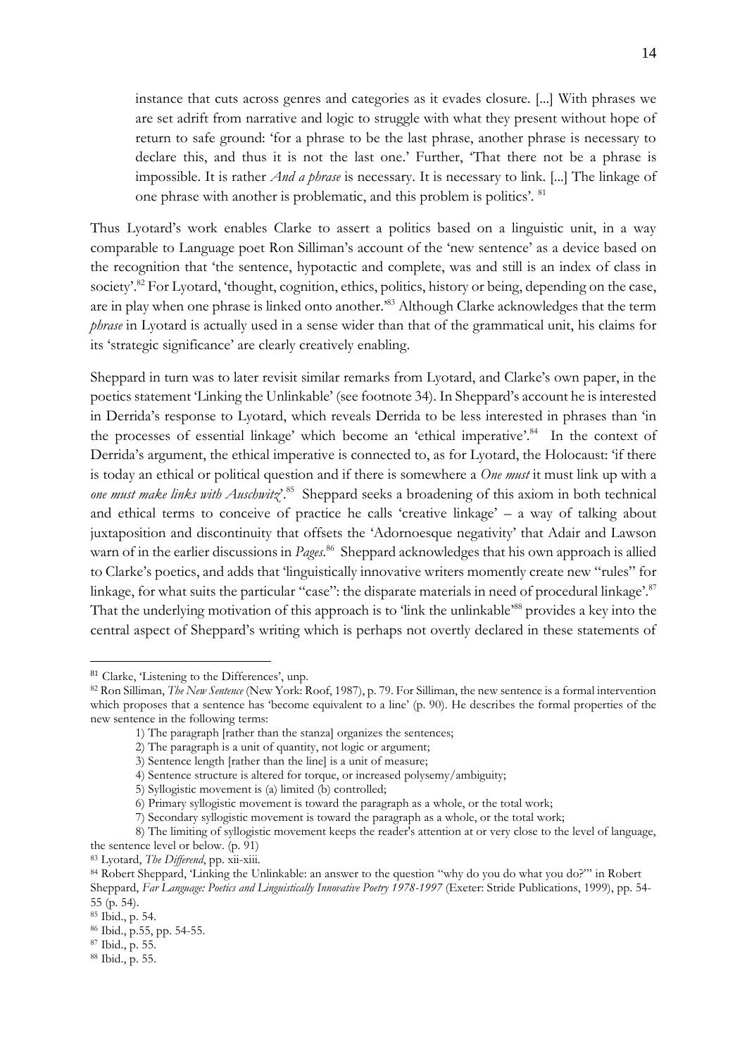> instance that cuts across genres and categories as it evades closure. [...] With phrases we are set adrift from narrative and logic to struggle with what they present without hope of return to safe ground: 'for a phrase to be the last phrase, another phrase is necessary to declare this, and thus it is not the last one.' Further, 'That there not be a phrase is impossible. It is rather *And a phrase* is necessary. It is necessary to link. [...] The linkage of one phrase with another is problematic, and this problem is politics'. [81]

Thus Lyotard's work enables Clarke to assert a politics based on a linguistic unit, in a way comparable to Language poet Ron Silliman's account of the 'new sentence' as a device based on the recognition that 'the sentence, hypotactic and complete, was and still is an index of class in society'.[82] For Lyotard, 'thought, cognition, ethics, politics, history or being, depending on the case, are in play when one phrase is linked onto another.'[83] Although Clarke acknowledges that the term *phrase* in Lyotard is actually used in a sense wider than that of the grammatical unit, his claims for its 'strategic significance' are clearly creatively enabling.

Sheppard in turn was to later revisit similar remarks from Lyotard, and Clarke's own paper, in the poetics statement 'Linking the Unlinkable' (see footnote 34). In Sheppard's account he is interested in Derrida's response to Lyotard, which reveals Derrida to be less interested in phrases than 'in the processes of essential linkage' which become an 'ethical imperative'.[84] In the context of Derrida's argument, the ethical imperative is connected to, as for Lyotard, the Holocaust: 'if there is today an ethical or political question and if there is somewhere a *One must* it must link up with a *one must make links with Auschwitz*'.[85] Sheppard seeks a broadening of this axiom in both technical and ethical terms to conceive of practice he calls 'creative linkage' – a way of talking about juxtaposition and discontinuity that offsets the 'Adornoesque negativity' that Adair and Lawson warn of in the earlier discussions in *Pages*.[86] Sheppard acknowledges that his own approach is allied to Clarke's poetics, and adds that 'linguistically innovative writers momently create new "rules" for linkage, for what suits the particular "case": the disparate materials in need of procedural linkage'.[87] That the underlying motivation of this approach is to 'link the unlinkable'[88] provides a key into the central aspect of Sheppard's writing which is perhaps not overtly declared in these statements of

---

[81] Clarke, 'Listening to the Differences', unp.

[82] Ron Silliman, *The New Sentence* (New York: Roof, 1987), p. 79. For Silliman, the new sentence is a formal intervention which proposes that a sentence has 'become equivalent to a line' (p. 90). He describes the formal properties of the new sentence in the following terms:

> 1) The paragraph [rather than the stanza] organizes the sentences;
> 2) The paragraph is a unit of quantity, not logic or argument;
> 3) Sentence length [rather than the line] is a unit of measure;
> 4) Sentence structure is altered for torque, or increased polysemy/ambiguity;
> 5) Syllogistic movement is (a) limited (b) controlled;
> 6) Primary syllogistic movement is toward the paragraph as a whole, or the total work;
> 7) Secondary syllogistic movement is toward the paragraph as a whole, or the total work;
> 8) The limiting of syllogistic movement keeps the reader's attention at or very close to the level of language, the sentence level or below. (p. 91)

[83] Lyotard, *The Differend*, pp. xii-xiii.

[84] Robert Sheppard, 'Linking the Unlinkable: an answer to the question "why do you do what you do?"' in Robert Sheppard, *Far Language: Poetics and Linguistically Innovative Poetry 1978-1997* (Exeter: Stride Publications, 1999), pp. 54-55 (p. 54).

[85] Ibid., p. 54.

[86] Ibid., p.55, pp. 54-55.

[87] Ibid., p. 55.

[88] Ibid., p. 55.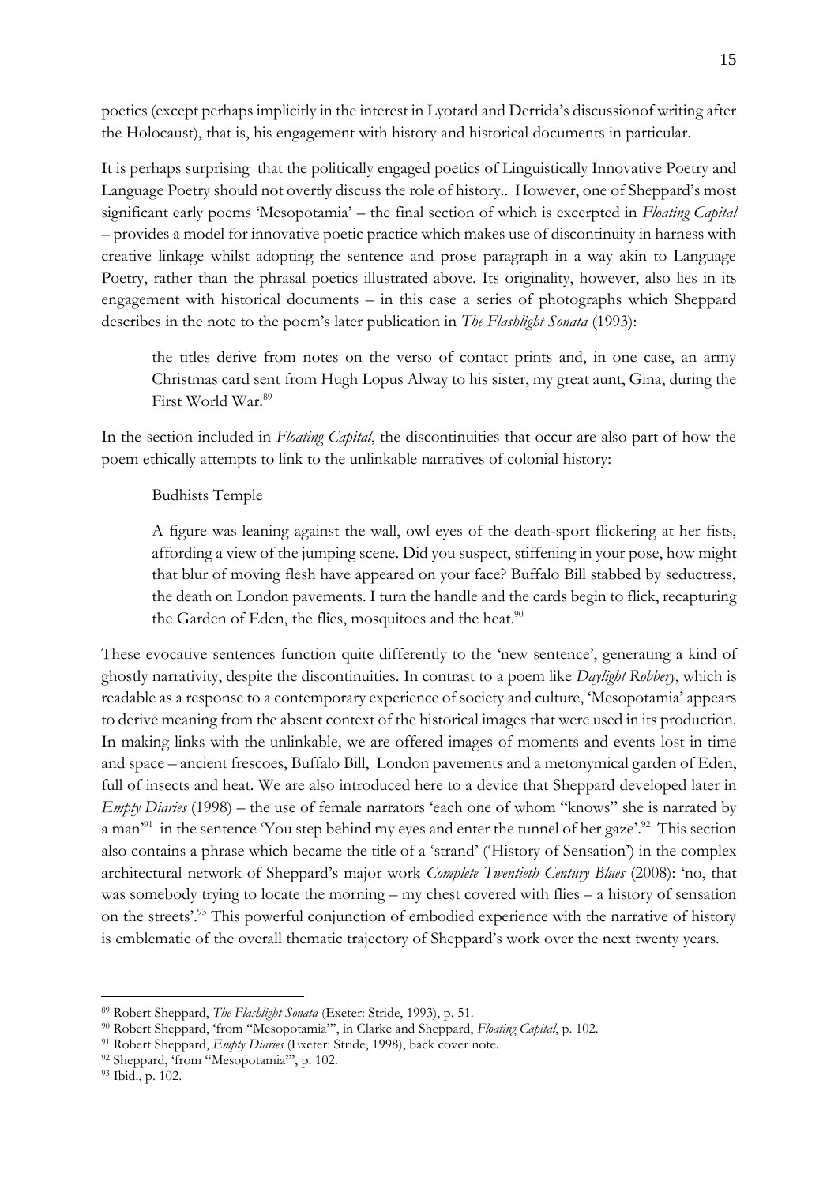poetics (except perhaps implicitly in the interest in Lyotard and Derrida's discussionof writing after the Holocaust), that is, his engagement with history and historical documents in particular.

It is perhaps surprising that the politically engaged poetics of Linguistically Innovative Poetry and Language Poetry should not overtly discuss the role of history.. However, one of Sheppard's most significant early poems 'Mesopotamia' – the final section of which is excerpted in *Floating Capital* – provides a model for innovative poetic practice which makes use of discontinuity in harness with creative linkage whilst adopting the sentence and prose paragraph in a way akin to Language Poetry, rather than the phrasal poetics illustrated above. Its originality, however, also lies in its engagement with historical documents – in this case a series of photographs which Sheppard describes in the note to the poem's later publication in *The Flashlight Sonata* (1993):

> the titles derive from notes on the verso of contact prints and, in one case, an army Christmas card sent from Hugh Lopus Alway to his sister, my great aunt, Gina, during the First World War.[89]

In the section included in *Floating Capital*, the discontinuities that occur are also part of how the poem ethically attempts to link to the unlinkable narratives of colonial history:

> Budhists Temple
>
> A figure was leaning against the wall, owl eyes of the death-sport flickering at her fists, affording a view of the jumping scene. Did you suspect, stiffening in your pose, how might that blur of moving flesh have appeared on your face? Buffalo Bill stabbed by seductress, the death on London pavements. I turn the handle and the cards begin to flick, recapturing the Garden of Eden, the flies, mosquitoes and the heat.[90]

These evocative sentences function quite differently to the 'new sentence', generating a kind of ghostly narrativity, despite the discontinuities. In contrast to a poem like *Daylight Robbery*, which is readable as a response to a contemporary experience of society and culture, 'Mesopotamia' appears to derive meaning from the absent context of the historical images that were used in its production. In making links with the unlinkable, we are offered images of moments and events lost in time and space – ancient frescoes, Buffalo Bill, London pavements and a metonymical garden of Eden, full of insects and heat. We are also introduced here to a device that Sheppard developed later in *Empty Diaries* (1998) – the use of female narrators 'each one of whom "knows" she is narrated by a man'[91] in the sentence 'You step behind my eyes and enter the tunnel of her gaze'.[92] This section also contains a phrase which became the title of a 'strand' ('History of Sensation') in the complex architectural network of Sheppard's major work *Complete Twentieth Century Blues* (2008): 'no, that was somebody trying to locate the morning – my chest covered with flies – a history of sensation on the streets'.[93] This powerful conjunction of embodied experience with the narrative of history is emblematic of the overall thematic trajectory of Sheppard's work over the next twenty years.

---

[89] Robert Sheppard, *The Flashlight Sonata* (Exeter: Stride, 1993), p. 51.

[90] Robert Sheppard, 'from "Mesopotamia"', in Clarke and Sheppard, *Floating Capital*, p. 102.

[91] Robert Sheppard, *Empty Diaries* (Exeter: Stride, 1998), back cover note.

[92] Sheppard, 'from "Mesopotamia"', p. 102.

[93] Ibid., p. 102.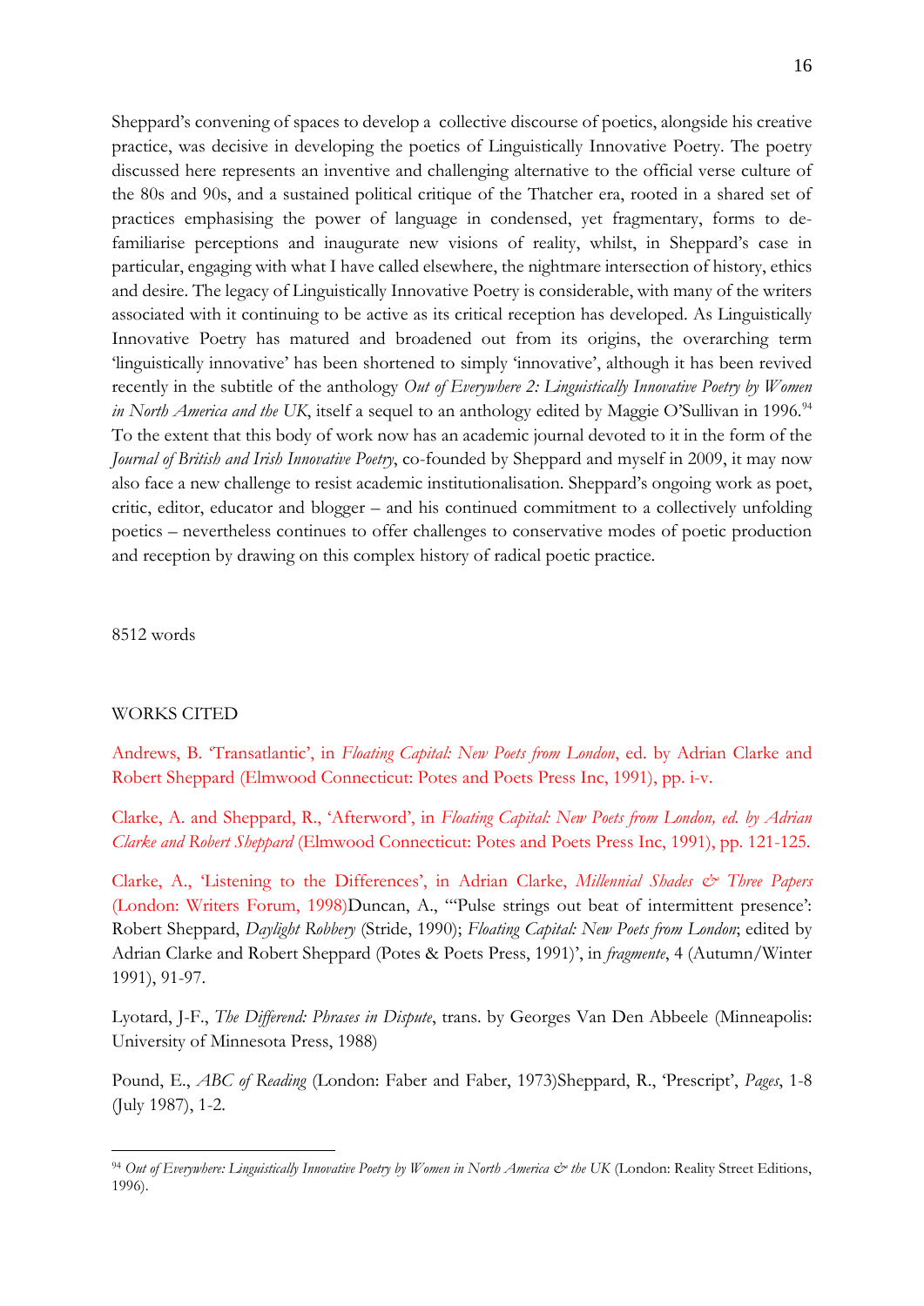Sheppard's convening of spaces to develop a collective discourse of poetics, alongside his creative practice, was decisive in developing the poetics of Linguistically Innovative Poetry. The poetry discussed here represents an inventive and challenging alternative to the official verse culture of the 80s and 90s, and a sustained political critique of the Thatcher era, rooted in a shared set of practices emphasising the power of language in condensed, yet fragmentary, forms to de-familiarise perceptions and inaugurate new visions of reality, whilst, in Sheppard's case in particular, engaging with what I have called elsewhere, the nightmare intersection of history, ethics and desire. The legacy of Linguistically Innovative Poetry is considerable, with many of the writers associated with it continuing to be active as its critical reception has developed. As Linguistically Innovative Poetry has matured and broadened out from its origins, the overarching term 'linguistically innovative' has been shortened to simply 'innovative', although it has been revived recently in the subtitle of the anthology *Out of Everywhere 2: Linguistically Innovative Poetry by Women in North America and the UK*, itself a sequel to an anthology edited by Maggie O'Sullivan in 1996.[94] To the extent that this body of work now has an academic journal devoted to it in the form of the *Journal of British and Irish Innovative Poetry*, co-founded by Sheppard and myself in 2009, it may now also face a new challenge to resist academic institutionalisation. Sheppard's ongoing work as poet, critic, editor, educator and blogger – and his continued commitment to a collectively unfolding poetics – nevertheless continues to offer challenges to conservative modes of poetic production and reception by drawing on this complex history of radical poetic practice.

8512 words

WORKS CITED

Andrews, B. 'Transatlantic', in *Floating Capital: New Poets from London*, ed. by Adrian Clarke and Robert Sheppard (Elmwood Connecticut: Potes and Poets Press Inc, 1991), pp. i-v.

Clarke, A. and Sheppard, R., 'Afterword', in *Floating Capital: New Poets from London, ed. by Adrian Clarke and Robert Sheppard* (Elmwood Connecticut: Potes and Poets Press Inc, 1991), pp. 121-125.

Clarke, A., 'Listening to the Differences', in Adrian Clarke, *Millennial Shades & Three Papers* (London: Writers Forum, 1998)Duncan, A., '"Pulse strings out beat of intermittent presence': Robert Sheppard, *Daylight Robbery* (Stride, 1990); *Floating Capital: New Poets from London*; edited by Adrian Clarke and Robert Sheppard (Potes & Poets Press, 1991)', in *fragmente*, 4 (Autumn/Winter 1991), 91-97.

Lyotard, J-F., *The Differend: Phrases in Dispute*, trans. by Georges Van Den Abbeele (Minneapolis: University of Minnesota Press, 1988)

Pound, E., *ABC of Reading* (London: Faber and Faber, 1973)Sheppard, R., 'Prescript', *Pages*, 1-8 (July 1987), 1-2.

[94] *Out of Everywhere: Linguistically Innovative Poetry by Women in North America & the UK* (London: Reality Street Editions, 1996).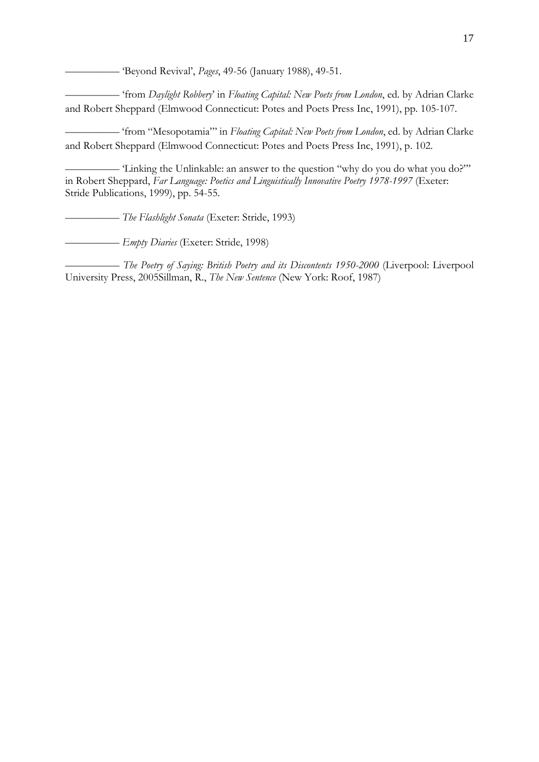—————— 'Beyond Revival', *Pages*, 49-56 (January 1988), 49-51.

—————— 'from *Daylight Robbery*' in *Floating Capital: New Poets from London*, ed. by Adrian Clarke and Robert Sheppard (Elmwood Connecticut: Potes and Poets Press Inc, 1991), pp. 105-107.

—————— 'from "Mesopotamia"' in *Floating Capital: New Poets from London*, ed. by Adrian Clarke and Robert Sheppard (Elmwood Connecticut: Potes and Poets Press Inc, 1991), p. 102.

—————— 'Linking the Unlinkable: an answer to the question "why do you do what you do?"' in Robert Sheppard, *Far Language: Poetics and Linguistically Innovative Poetry 1978-1997* (Exeter: Stride Publications, 1999), pp. 54-55.

—————— *The Flashlight Sonata* (Exeter: Stride, 1993)

—————— *Empty Diaries* (Exeter: Stride, 1998)

—————— *The Poetry of Saying: British Poetry and its Discontents 1950-2000* (Liverpool: Liverpool University Press, 2005Sillman, R., *The New Sentence* (New York: Roof, 1987)